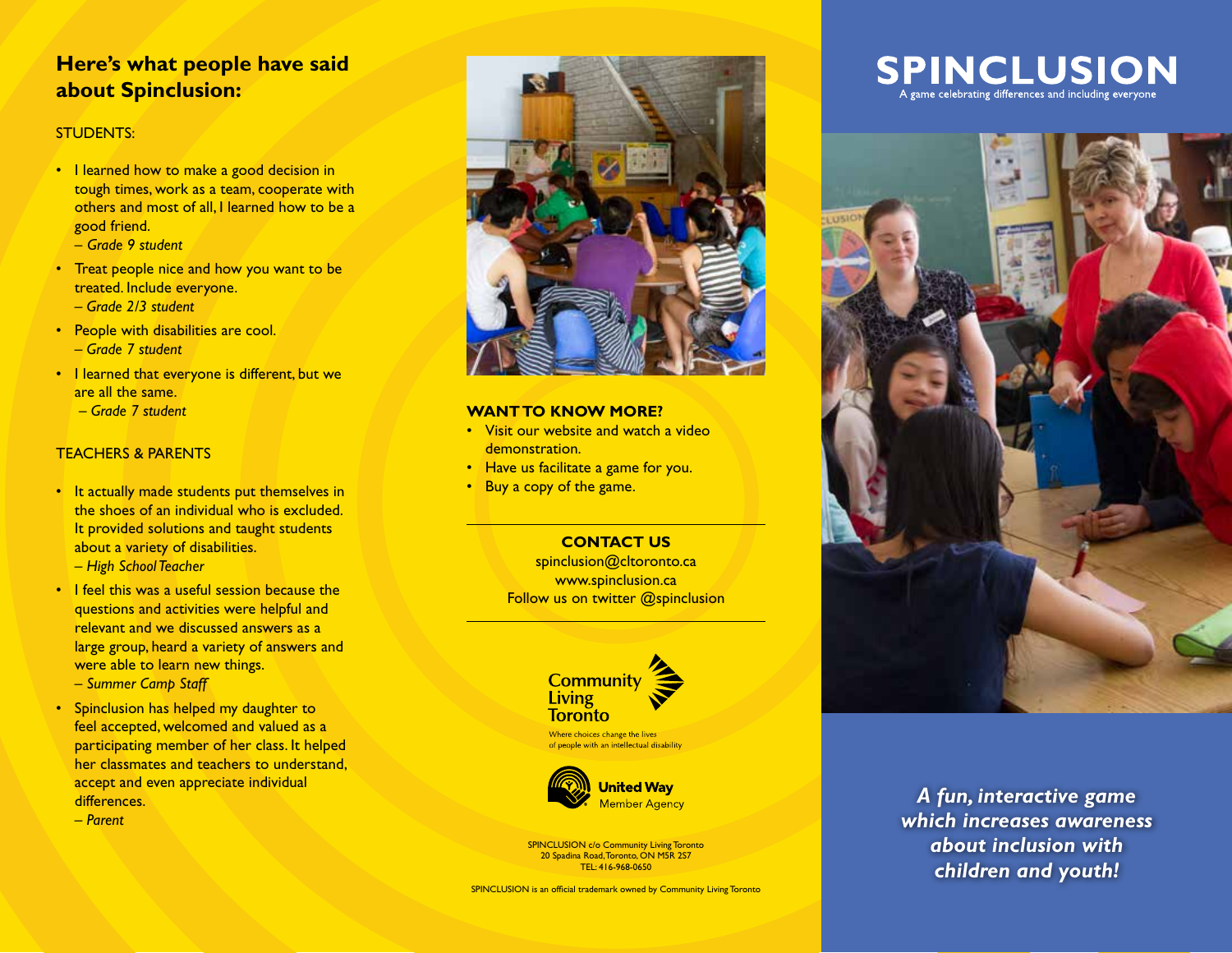## Here's what people have said about Spinclusion:

STUDENTS:

- I learned how to make a good decision in tough times, work as a team, cooperate with others and most of all, I learned how to be a good friend.
  *– Grade 9 student*
- Treat people nice and how you want to be treated. Include everyone.
  *– Grade 2/3 student*
- People with disabilities are cool.
  *– Grade 7 student*
- I learned that everyone is different, but we are all the same.
  *– Grade 7 student*

TEACHERS & PARENTS

- It actually made students put themselves in the shoes of an individual who is excluded. It provided solutions and taught students about a variety of disabilities.
  *– High School Teacher*
- I feel this was a useful session because the questions and activities were helpful and relevant and we discussed answers as a large group, heard a variety of answers and were able to learn new things.
  *– Summer Camp Staff*
- Spinclusion has helped my daughter to feel accepted, welcomed and valued as a participating member of her class. It helped her classmates and teachers to understand, accept and even appreciate individual differences.
  *– Parent*

**WANT TO KNOW MORE?**

- Visit our website and watch a video demonstration.
- Have us facilitate a game for you.
- Buy a copy of the game.

**CONTACT US**

spinclusion@cltoronto.ca
www.spinclusion.ca
Follow us on twitter @spinclusion

Community Living Toronto
Where choices change the lives of people with an intellectual disability

United Way Member Agency

SPINCLUSION c/o Community Living Toronto
20 Spadina Road, Toronto, ON M5R 2S7
TEL: 416-968-0650

SPINCLUSION is an official trademark owned by Community Living Toronto

# SPINCLUSION

A game celebrating differences and including everyone

***A fun, interactive game which increases awareness about inclusion with children and youth!***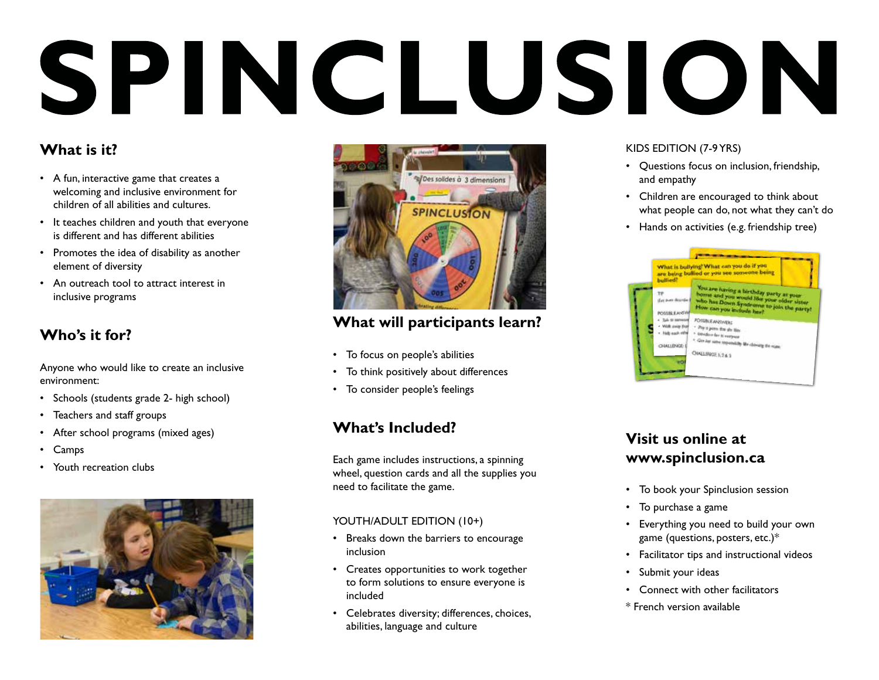# SPINCLUSION

## What is it?

- A fun, interactive game that creates a welcoming and inclusive environment for children of all abilities and cultures.
- It teaches children and youth that everyone is different and has different abilities
- Promotes the idea of disability as another element of diversity
- An outreach tool to attract interest in inclusive programs

## Who's it for?

Anyone who would like to create an inclusive environment:

- Schools (students grade 2- high school)
- Teachers and staff groups
- After school programs (mixed ages)
- Camps
- Youth recreation clubs

## What will participants learn?

- To focus on people's abilities
- To think positively about differences
- To consider people's feelings

## What's Included?

Each game includes instructions, a spinning wheel, question cards and all the supplies you need to facilitate the game.

YOUTH/ADULT EDITION (10+)

- Breaks down the barriers to encourage inclusion
- Creates opportunities to work together to form solutions to ensure everyone is included
- Celebrates diversity; differences, choices, abilities, language and culture

KIDS EDITION (7-9 YRS)

- Questions focus on inclusion, friendship, and empathy
- Children are encouraged to think about what people can do, not what they can't do
- Hands on activities (e.g. friendship tree)

## Visit us online at www.spinclusion.ca

- To book your Spinclusion session
- To purchase a game
- Everything you need to build your own game (questions, posters, etc.)*
- Facilitator tips and instructional videos
- Submit your ideas
- Connect with other facilitators

* French version available